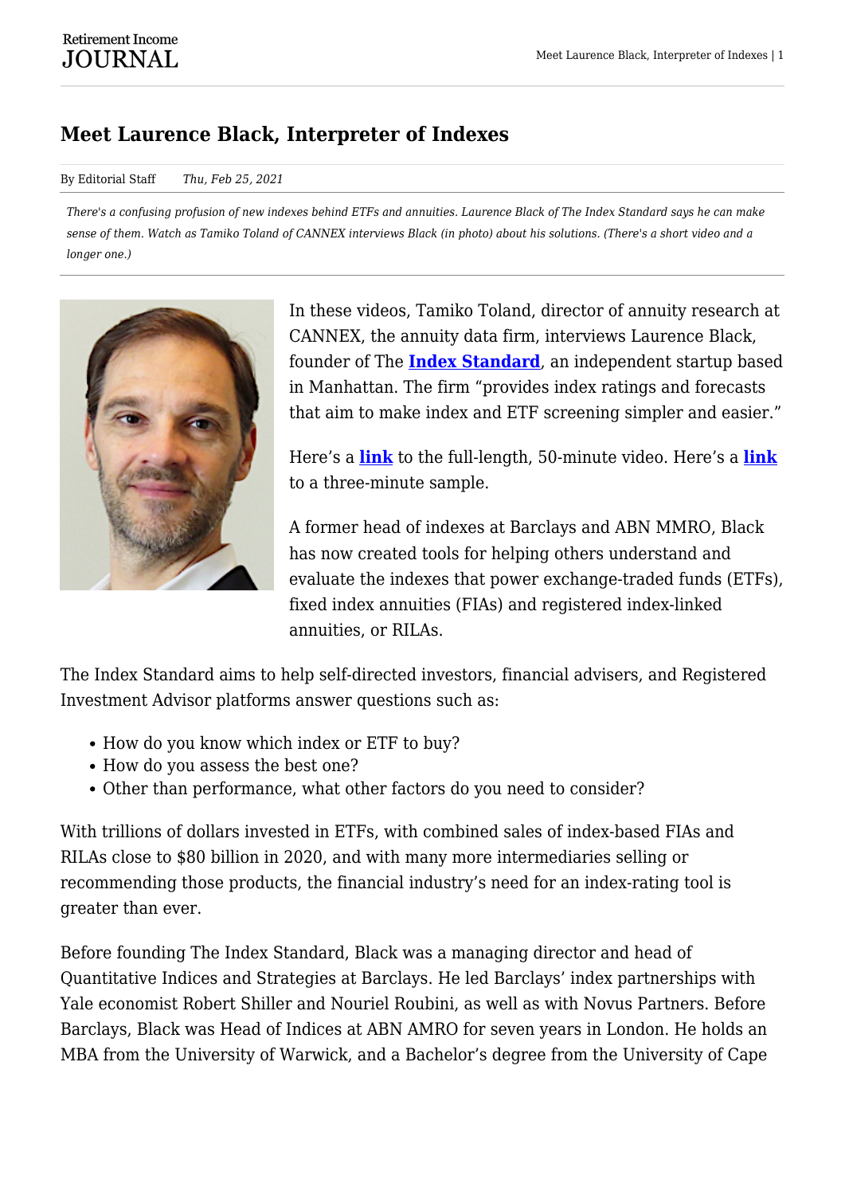# Meet Laurence Black, Interpreter of Indexes

By Editorial Staff *Thu, Feb 25, 2021*

*There's a confusing profusion of new indexes behind ETFs and annuities. Laurence Black of The Index Standard says he can make sense of them. Watch as Tamiko Toland of CANNEX interviews Black (in photo) about his solutions. (There's a short video and a longer one.)*

In these videos, Tamiko Toland, director of annuity research at CANNEX, the annuity data firm, interviews Laurence Black, founder of The **Index Standard**, an independent startup based in Manhattan. The firm "provides index ratings and forecasts that aim to make index and ETF screening simpler and easier."

Here's a **link** to the full-length, 50-minute video. Here's a **link** to a three-minute sample.

A former head of indexes at Barclays and ABN MMRO, Black has now created tools for helping others understand and evaluate the indexes that power exchange-traded funds (ETFs), fixed index annuities (FIAs) and registered index-linked annuities, or RILAs.

The Index Standard aims to help self-directed investors, financial advisers, and Registered Investment Advisor platforms answer questions such as:

- How do you know which index or ETF to buy?
- How do you assess the best one?
- Other than performance, what other factors do you need to consider?

With trillions of dollars invested in ETFs, with combined sales of index-based FIAs and RILAs close to $80 billion in 2020, and with many more intermediaries selling or recommending those products, the financial industry's need for an index-rating tool is greater than ever.

Before founding The Index Standard, Black was a managing director and head of Quantitative Indices and Strategies at Barclays. He led Barclays' index partnerships with Yale economist Robert Shiller and Nouriel Roubini, as well as with Novus Partners. Before Barclays, Black was Head of Indices at ABN AMRO for seven years in London. He holds an MBA from the University of Warwick, and a Bachelor's degree from the University of Cape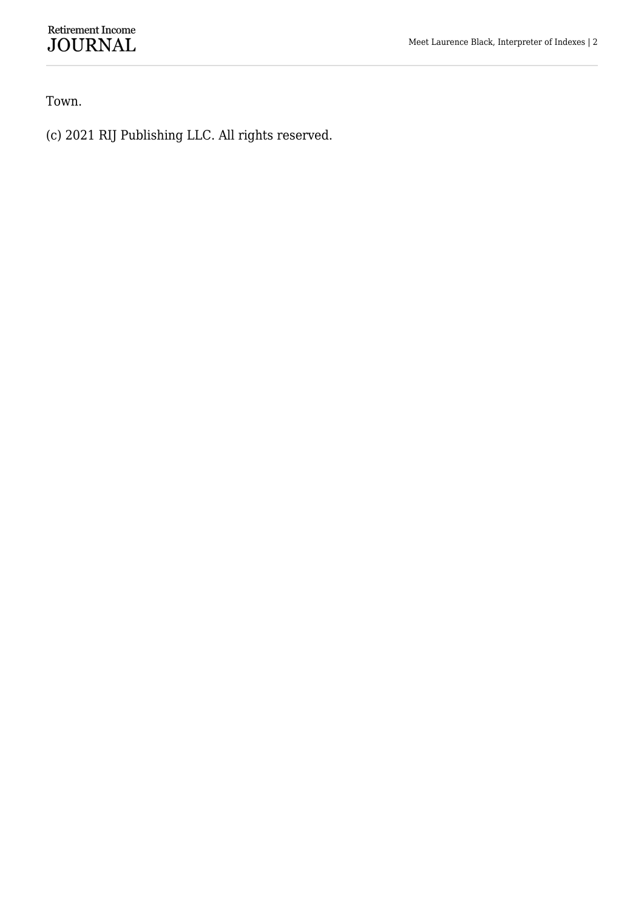Town.

(c) 2021 RIJ Publishing LLC. All rights reserved.